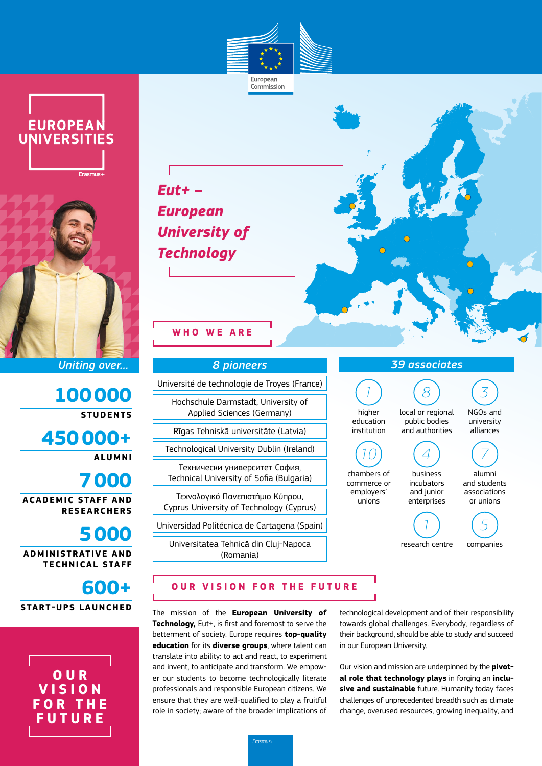European Commission

# EUROPEAN UNIVERSITIES

Erasmus+

## *Eut+ – European University of Technology*

### WHO WE ARE

*Uniting over...*

**100 000**
STUDENTS

**450 000+**
ALUMNI

**7 000**
ACADEMIC STAFF AND RESEARCHERS

**5 000**
ADMINISTRATIVE AND TECHNICAL STAFF

**600+**
START-UPS LAUNCHED

| *8 pioneers* |
| --- |
| Université de technologie de Troyes (France) |
| Hochschule Darmstadt, University of Applied Sciences (Germany) |
| Rīgas Tehniskā universitāte (Latvia) |
| Technological University Dublin (Ireland) |
| Технически университет София, Technical University of Sofia (Bulgaria) |
| Τεχνολογικό Πανεπιστήμιο Κύπρου, Cyprus University of Technology (Cyprus) |
| Universidad Politécnica de Cartagena (Spain) |
| Universitatea Tehnică din Cluj-Napoca (Romania) |

*39 associates*

- 1 higher education institution
- 8 local or regional public bodies and authorities
- 3 NGOs and university alliances
- 10 chambers of commerce or employers' unions
- 4 business incubators and junior enterprises
- 7 alumni and students associations or unions
- 1 research centre
- 5 companies

### OUR VISION FOR THE FUTURE

The mission of the **European University of Technology,** Eut+, is first and foremost to serve the betterment of society. Europe requires **top-quality education** for its **diverse groups**, where talent can translate into ability: to act and react, to experiment and invent, to anticipate and transform. We empower our students to become technologically literate professionals and responsible European citizens. We ensure that they are well-qualified to play a fruitful role in society; aware of the broader implications of technological development and of their responsibility towards global challenges. Everybody, regardless of their background, should be able to study and succeed in our European University.

Our vision and mission are underpinned by the **pivotal role that technology plays** in forging an **inclusive and sustainable** future. Humanity today faces challenges of unprecedented breadth such as climate change, overused resources, growing inequality, and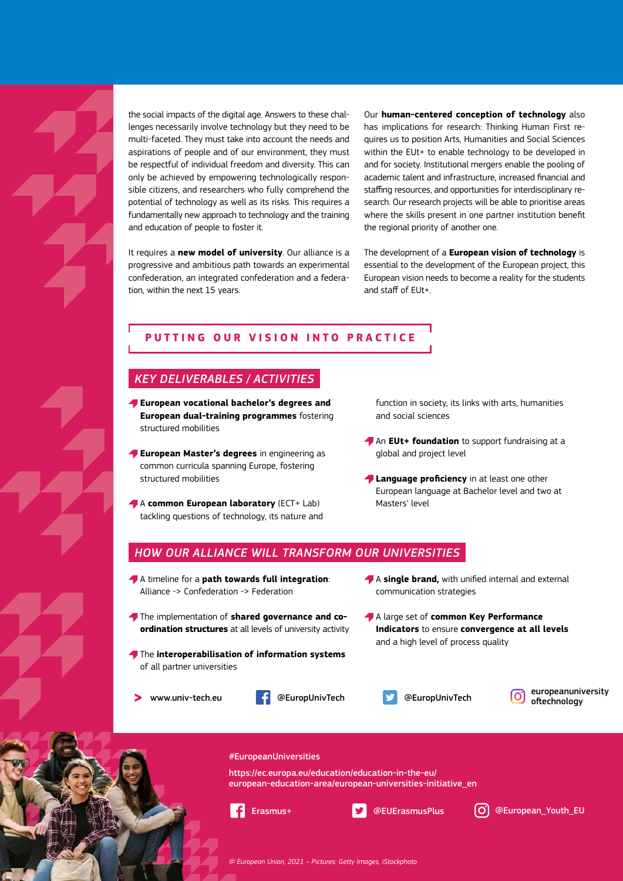the social impacts of the digital age. Answers to these challenges necessarily involve technology but they need to be multi-faceted. They must take into account the needs and aspirations of people and of our environment, they must be respectful of individual freedom and diversity. This can only be achieved by empowering technologically responsible citizens, and researchers who fully comprehend the potential of technology as well as its risks. This requires a fundamentally new approach to technology and the training and education of people to foster it.

It requires a **new model of university**. Our alliance is a progressive and ambitious path towards an experimental confederation, an integrated confederation and a federation, within the next 15 years.

Our **human-centered conception of technology** also has implications for research: Thinking Human First requires us to position Arts, Humanities and Social Sciences within the EUt+ to enable technology to be developed in and for society. Institutional mergers enable the pooling of academic talent and infrastructure, increased financial and staffing resources, and opportunities for interdisciplinary research. Our research projects will be able to prioritise areas where the skills present in one partner institution benefit the regional priority of another one.

The development of a **European vision of technology** is essential to the development of the European project, this European vision needs to become a reality for the students and staff of EUt+.

## PUTTING OUR VISION INTO PRACTICE

### *KEY DELIVERABLES / ACTIVITIES*

- **European vocational bachelor's degrees and European dual-training programmes** fostering structured mobilities
- **European Master's degrees** in engineering as common curricula spanning Europe, fostering structured mobilities
- A **common European laboratory** (ECT+ Lab) tackling questions of technology, its nature and function in society, its links with arts, humanities and social sciences
- An **EUt+ foundation** to support fundraising at a global and project level
- **Language proficiency** in at least one other European language at Bachelor level and two at Masters' level

### *HOW OUR ALLIANCE WILL TRANSFORM OUR UNIVERSITIES*

- A timeline for a **path towards full integration**: Alliance -> Confederation -> Federation
- The implementation of **shared governance and co-ordination structures** at all levels of university activity
- The **interoperabilisation of information systems** of all partner universities
- A **single brand,** with unified internal and external communication strategies
- A large set of **common Key Performance Indicators** to ensure **convergence at all levels** and a high level of process quality

www.univ-tech.eu | @EuropUnivTech | @EuropUnivTech | europeanuniversityoftechnology

#EuropeanUniversities

https://ec.europa.eu/education/education-in-the-eu/european-education-area/european-universities-initiative_en

Erasmus+ | @EUErasmusPlus | @European_Youth_EU

*© European Union, 2021 – Pictures: Getty Images, iStockphoto*